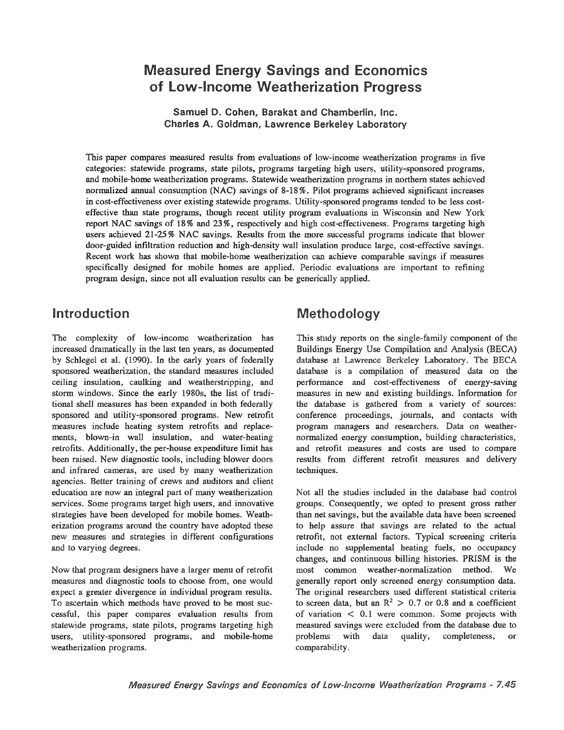# Measured Energy Savings and Economics of Low-Income Weatherization Progress

**Samuel D. Cohen, Barakat and Chamberlin, Inc.**
**Charles A. Goldman, Lawrence Berkeley Laboratory**

This paper compares measured results from evaluations of low-income weatherization programs in five categories: statewide programs, state pilots, programs targeting high users, utility-sponsored programs, and mobile-home weatherization programs. Statewide weatherization programs in northern states achieved normalized annual consumption (NAC) savings of 8-18%. Pilot programs achieved significant increases in cost-effectiveness over existing statewide programs. Utility-sponsored programs tended to be less cost-effective than state programs, though recent utility program evaluations in Wisconsin and New York report NAC savings of 18% and 23%, respectively and high cost-effectiveness. Programs targeting high users achieved 21-25% NAC savings. Results from the more successful programs indicate that blower door-guided infiltration reduction and high-density wall insulation produce large, cost-effective savings. Recent work has shown that mobile-home weatherization can achieve comparable savings if measures specifically designed for mobile homes are applied. Periodic evaluations are important to refining program design, since not all evaluation results can be generically applied.

## Introduction

The complexity of low-income weatherization has increased dramatically in the last ten years, as documented by Schlegel et al. (1990). In the early years of federally sponsored weatherization, the standard measures included ceiling insulation, caulking and weatherstripping, and storm windows. Since the early 1980s, the list of traditional shell measures has been expanded in both federally sponsored and utility-sponsored programs. New retrofit measures include heating system retrofits and replacements, blown-in wall insulation, and water-heating retrofits. Additionally, the per-house expenditure limit has been raised. New diagnostic tools, including blower doors and infrared cameras, are used by many weatherization agencies. Better training of crews and auditors and client education are now an integral part of many weatherization services. Some programs target high users, and innovative strategies have been developed for mobile homes. Weatherization programs around the country have adopted these new measures and strategies in different configurations and to varying degrees.

Now that program designers have a larger menu of retrofit measures and diagnostic tools to choose from, one would expect a greater divergence in individual program results. To ascertain which methods have proved to be most successful, this paper compares evaluation results from statewide programs, state pilots, programs targeting high users, utility-sponsored programs, and mobile-home weatherization programs.

## Methodology

This study reports on the single-family component of the Buildings Energy Use Compilation and Analysis (BECA) database at Lawrence Berkeley Laboratory. The BECA database is a compilation of measured data on the performance and cost-effectiveness of energy-saving measures in new and existing buildings. Information for the database is gathered from a variety of sources: conference proceedings, journals, and contacts with program managers and researchers. Data on weather-normalized energy consumption, building characteristics, and retrofit measures and costs are used to compare results from different retrofit measures and delivery techniques.

Not all the studies included in the database had control groups. Consequently, we opted to present gross rather than net savings, but the available data have been screened to help assure that savings are related to the actual retrofit, not external factors. Typical screening criteria include no supplemental heating fuels, no occupancy changes, and continuous billing histories. PRISM is the most common weather-normalization method. We generally report only screened energy consumption data. The original researchers used different statistical criteria to screen data, but an $R^2 > 0.7$ or 0.8 and a coefficient of variation $< 0.1$ were common. Some projects with measured savings were excluded from the database due to problems with data quality, completeness, or comparability.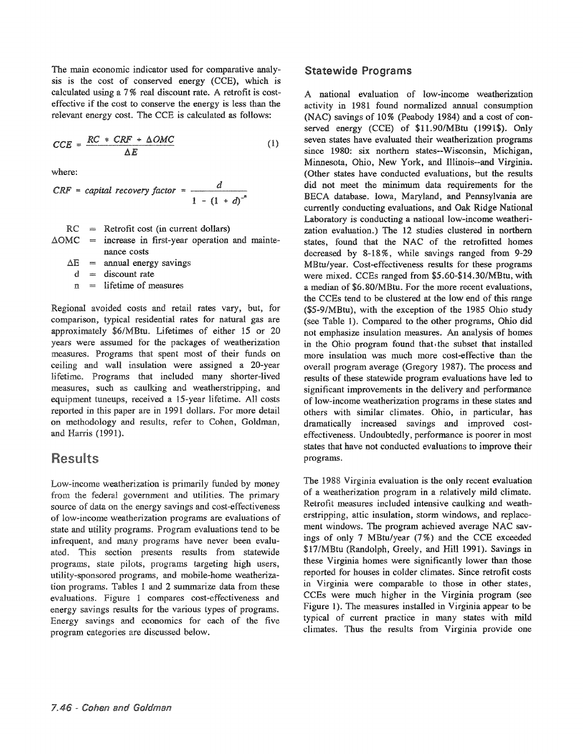The main economic indicator used for comparative analysis is the cost of conserved energy (CCE), which is calculated using a 7% real discount rate. A retrofit is cost-effective if the cost to conserve the energy is less than the relevant energy cost. The CCE is calculated as follows:

$$CCE = \frac{RC * CRF + \Delta OMC}{\Delta E} \tag{1}$$

where:

$$CRF = capital\ recovery\ factor = \frac{d}{1 - (1 + d)^{-n}}$$

- RC = Retrofit cost (in current dollars)
- $\Delta$OMC = increase in first-year operation and maintenance costs
- $\Delta$E = annual energy savings
- d = discount rate
- n = lifetime of measures

Regional avoided costs and retail rates vary, but, for comparison, typical residential rates for natural gas are approximately $6/MBtu. Lifetimes of either 15 or 20 years were assumed for the packages of weatherization measures. Programs that spent most of their funds on ceiling and wall insulation were assigned a 20-year lifetime. Programs that included many shorter-lived measures, such as caulking and weatherstripping, and equipment tuneups, received a 15-year lifetime. All costs reported in this paper are in 1991 dollars. For more detail on methodology and results, refer to Cohen, Goldman, and Harris (1991).

# Results

Low-income weatherization is primarily funded by money from the federal government and utilities. The primary source of data on the energy savings and cost-effectiveness of low-income weatherization programs are evaluations of state and utility programs. Program evaluations tend to be infrequent, and many programs have never been evaluated. This section presents results from statewide programs, state pilots, programs targeting high users, utility-sponsored programs, and mobile-home weatherization programs. Tables 1 and 2 summarize data from these evaluations. Figure 1 compares cost-effectiveness and energy savings results for the various types of programs. Energy savings and economics for each of the five program categories are discussed below.

## Statewide Programs

A national evaluation of low-income weatherization activity in 1981 found normalized annual consumption (NAC) savings of 10% (Peabody 1984) and a cost of conserved energy (CCE) of $11.90/MBtu (1991$). Only seven states have evaluated their weatherization programs since 1980: six northern states--Wisconsin, Michigan, Minnesota, Ohio, New York, and Illinois--and Virginia. (Other states have conducted evaluations, but the results did not meet the minimum data requirements for the BECA database. Iowa, Maryland, and Pennsylvania are currently conducting evaluations, and Oak Ridge National Laboratory is conducting a national low-income weatherization evaluation.) The 12 studies clustered in northern states, found that the NAC of the retrofitted homes decreased by 8-18%, while savings ranged from 9-29 MBtu/year. Cost-effectiveness results for these programs were mixed. CCEs ranged from $5.60-$14.30/MBtu, with a median of $6.80/MBtu. For the more recent evaluations, the CCEs tend to be clustered at the low end of this range ($5-9/MBtu), with the exception of the 1985 Ohio study (see Table 1). Compared to the other programs, Ohio did not emphasize insulation measures. An analysis of homes in the Ohio program found that the subset that installed more insulation was much more cost-effective than the overall program average (Gregory 1987). The process and results of these statewide program evaluations have led to significant improvements in the delivery and performance of low-income weatherization programs in these states and others with similar climates. Ohio, in particular, has dramatically increased savings and improved cost-effectiveness. Undoubtedly, performance is poorer in most states that have not conducted evaluations to improve their programs.

The 1988 Virginia evaluation is the only recent evaluation of a weatherization program in a relatively mild climate. Retrofit measures included intensive caulking and weatherstripping, attic insulation, storm windows, and replacement windows. The program achieved average NAC savings of only 7 MBtu/year (7%) and the CCE exceeded $17/MBtu (Randolph, Greely, and Hill 1991). Savings in these Virginia homes were significantly lower than those reported for houses in colder climates. Since retrofit costs in Virginia were comparable to those in other states, CCEs were much higher in the Virginia program (see Figure 1). The measures installed in Virginia appear to be typical of current practice in many states with mild climates. Thus the results from Virginia provide one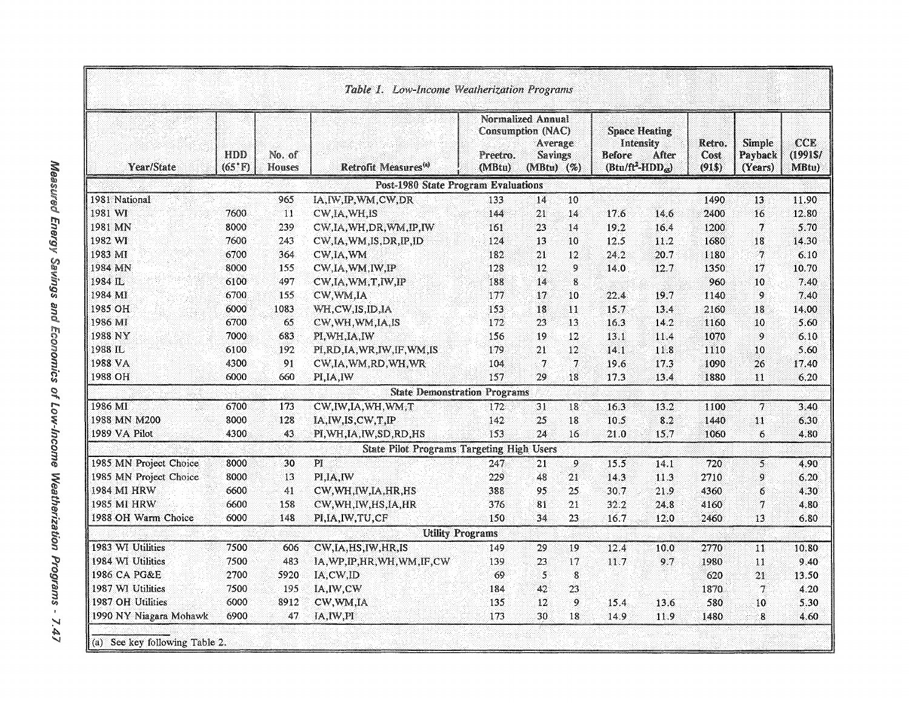*Table 1. Low-Income Weatherization Programs*

| Year/State | HDD (65°F) | No. of Houses | Retrofit Measures[(a)] | Normalized Annual Consumption (NAC) Preetro. (MBtu) | Average Savings (MBtu) | Average Savings (%) | Space Heating Intensity Before (Btu/ft²-HDD₆₅) | Space Heating Intensity After (Btu/ft²-HDD₆₅) | Retro. Cost (91$) | Simple Payback (Years) | CCE (1991$/ MBtu) |
|---|---|---|---|---|---|---|---|---|---|---|---|
| **Post-1980 State Program Evaluations** | | | | | | | | | | | |
| 1981 National | | 965 | IA,IW,IP,WM,CW,DR | 133 | 14 | 10 | | | 1490 | 13 | 11.90 |
| 1981 WI | 7600 | 11 | CW,IA,WH,IS | 144 | 21 | 14 | 17.6 | 14.6 | 2400 | 16 | 12.80 |
| 1981 MN | 8000 | 239 | CW,IA,WH,DR,WM,IP,IW | 161 | 23 | 14 | 19.2 | 16.4 | 1200 | 7 | 5.70 |
| 1982 WI | 7600 | 243 | CW,IA,WM,IS,DR,IP,ID | 124 | 13 | 10 | 12.5 | 11.2 | 1680 | 18 | 14.30 |
| 1983 MI | 6700 | 364 | CW,IA,WM | 182 | 21 | 12 | 24.2 | 20.7 | 1180 | 7 | 6.10 |
| 1984 MN | 8000 | 155 | CW,IA,WM,IW,IP | 128 | 12 | 9 | 14.0 | 12.7 | 1350 | 17 | 10.70 |
| 1984 IL | 6100 | 497 | CW,IA,WM,T,IW,IP | 188 | 14 | 8 | | | 960 | 10 | 7.40 |
| 1984 MI | 6700 | 155 | CW,WM,IA | 177 | 17 | 10 | 22.4 | 19.7 | 1140 | 9 | 7.40 |
| 1985 OH | 6000 | 1083 | WH,CW,IS,ID,IA | 153 | 18 | 11 | 15.7 | 13.4 | 2160 | 18 | 14.00 |
| 1986 MI | 6700 | 65 | CW,WH,WM,IA,IS | 172 | 23 | 13 | 16.3 | 14.2 | 1160 | 10 | 5.60 |
| 1988 NY | 7000 | 683 | PI,WH,IA,IW | 156 | 19 | 12 | 13.1 | 11.4 | 1070 | 9 | 6.10 |
| 1988 IL | 6100 | 192 | PI,RD,IA,WR,IW,IF,WM,IS | 179 | 21 | 12 | 14.1 | 11.8 | 1110 | 10 | 5.60 |
| 1988 VA | 4300 | 91 | CW,IA,WM,RD,WH,WR | 104 | 7 | 7 | 19.6 | 17.3 | 1090 | 26 | 17.40 |
| 1988 OH | 6000 | 660 | PI,IA,IW | 157 | 29 | 18 | 17.3 | 13.4 | 1880 | 11 | 6.20 |
| **State Demonstration Programs** | | | | | | | | | | | |
| 1986 MI | 6700 | 173 | CW,IW,IA,WH,WM,T | 172 | 31 | 18 | 16.3 | 13.2 | 1100 | 7 | 3.40 |
| 1988 MN M200 | 8000 | 128 | IA,IW,IS,CW,T,IP | 142 | 25 | 18 | 10.5 | 8.2 | 1440 | 11 | 6.30 |
| 1989 VA Pilot | 4300 | 43 | PI,WH,IA,IW,SD,RD,HS | 153 | 24 | 16 | 21.0 | 15.7 | 1060 | 6 | 4.80 |
| **State Pilot Programs Targeting High Users** | | | | | | | | | | | |
| 1985 MN Project Choice | 8000 | 30 | PI | 247 | 21 | 9 | 15.5 | 14.1 | 720 | 5 | 4.90 |
| 1985 MN Project Choice | 8000 | 13 | PI,IA,IW | 229 | 48 | 21 | 14.3 | 11.3 | 2710 | 9 | 6.20 |
| 1984 MI HRW | 6600 | 41 | CW,WH,IW,IA,HR,HS | 388 | 95 | 25 | 30.7 | 21.9 | 4360 | 6 | 4.30 |
| 1985 MI HRW | 6600 | 158 | CW,WH,IW,HS,IA,HR | 376 | 81 | 21 | 32.2 | 24.8 | 4160 | 7 | 4.80 |
| 1988 OH Warm Choice | 6000 | 148 | PI,IA,IW,TU,CF | 150 | 34 | 23 | 16.7 | 12.0 | 2460 | 13 | 6.80 |
| **Utility Programs** | | | | | | | | | | | |
| 1983 WI Utilities | 7500 | 606 | CW,IA,HS,IW,HR,IS | 149 | 29 | 19 | 12.4 | 10.0 | 2770 | 11 | 10.80 |
| 1984 WI Utilities | 7500 | 483 | IA,WP,IP,HR,WH,WM,IF,CW | 139 | 23 | 17 | 11.7 | 9.7 | 1980 | 11 | 9.40 |
| 1986 CA PG&E | 2700 | 5920 | IA,CW,ID | 69 | 5 | 8 | | | 620 | 21 | 13.50 |
| 1987 WI Utilities | 7500 | 195 | IA,IW,CW | 184 | 42 | 23 | | | 1870 | 7 | 4.20 |
| 1987 OH Utilities | 6000 | 8912 | CW,WM,IA | 135 | 12 | 9 | 15.4 | 13.6 | 580 | 10 | 5.30 |
| 1990 NY Niagara Mohawk | 6900 | 47 | IA,IW,PI | 173 | 30 | 18 | 14.9 | 11.9 | 1480 | 8 | 4.60 |

(a) See key following Table 2.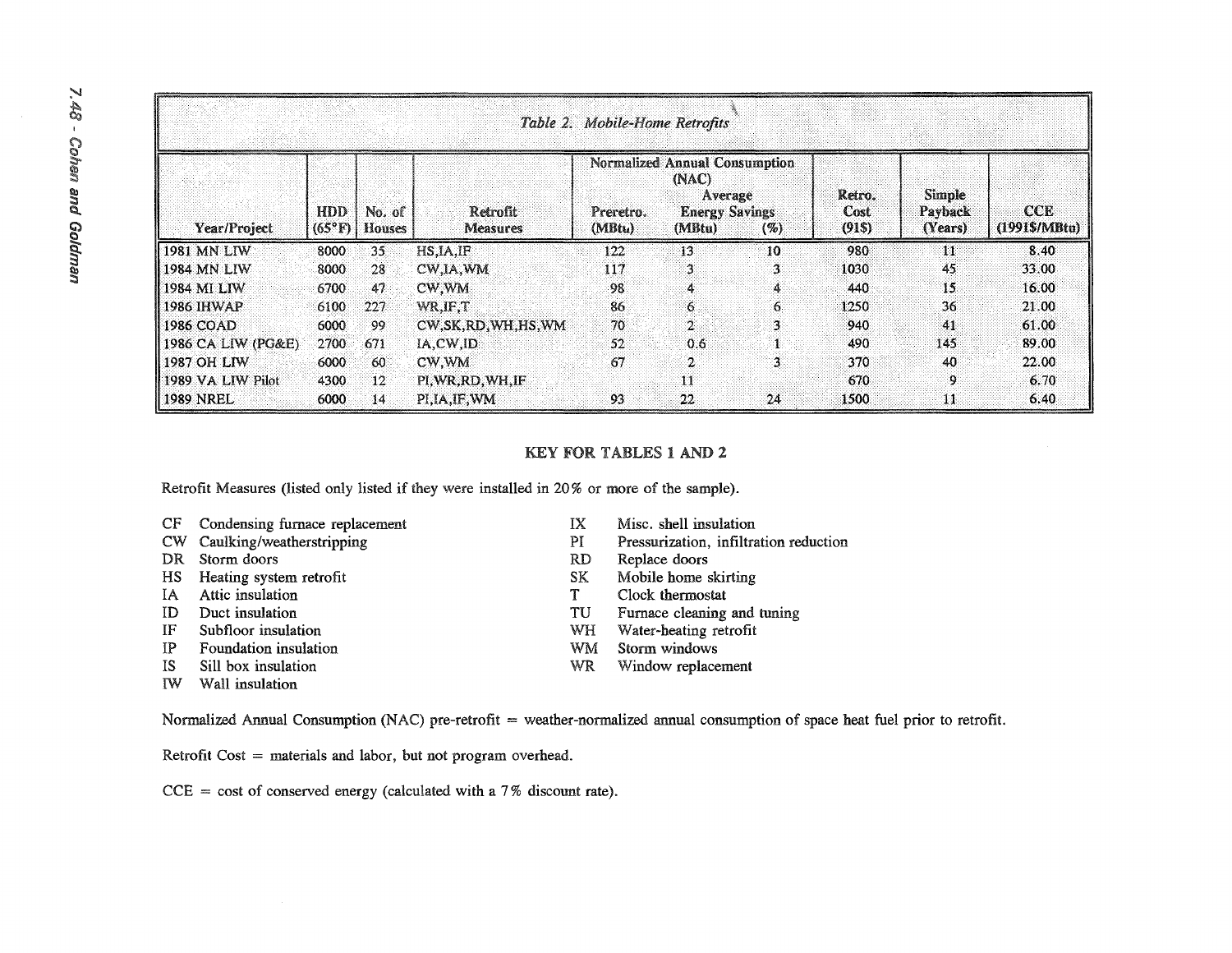**Table 2. Mobile-Home Retrofits**

| Year/Project | HDD (65°F) | No. of Houses | Retrofit Measures | Normalized Annual Consumption (NAC) Preretro. (MBtu) | Average Energy Savings (MBtu) | Average Energy Savings (%) | Retro. Cost (91$) | Simple Payback (Years) | CCE (1991$/MBtu) |
|---|---|---|---|---|---|---|---|---|---|
| 1981 MN LIW | 8000 | 35 | HS,IA,IF | 122 | 13 | 10 | 980 | 11 | 8.40 |
| 1984 MN LIW | 8000 | 28 | CW,IA,WM | 117 | 3 | 3 | 1030 | 45 | 33.00 |
| 1984 MI LIW | 6700 | 47 | CW,WM | 98 | 4 | 4 | 440 | 15 | 16.00 |
| 1986 IHWAP | 6100 | 227 | WR,IF,T | 86 | 6 | 6 | 1250 | 36 | 21.00 |
| 1986 COAD | 6000 | 99 | CW,SK,RD,WH,HS,WM | 70 | 2 | 3 | 940 | 41 | 61.00 |
| 1986 CA LIW (PG&E) | 2700 | 671 | IA,CW,ID | 52 | 0.6 | 1 | 490 | 145 | 89.00 |
| 1987 OH LIW | 6000 | 60 | CW,WM | 67 | 2 | 3 | 370 | 40 | 22.00 |
| 1989 VA LIW Pilot | 4300 | 12 | PI,WR,RD,WH,IF | | 11 | | 670 | 9 | 6.70 |
| 1989 NREL | 6000 | 14 | PI,IA,IF,WM | 93 | 22 | 24 | 1500 | 11 | 6.40 |

## KEY FOR TABLES 1 AND 2

Retrofit Measures (listed only listed if they were installed in 20% or more of the sample).

- CF Condensing furnace replacement
- CW Caulking/weatherstripping
- DR Storm doors
- HS Heating system retrofit
- IA Attic insulation
- ID Duct insulation
- IF Subfloor insulation
- IP Foundation insulation
- IS Sill box insulation
- IW Wall insulation
- IX Misc. shell insulation
- PI Pressurization, infiltration reduction
- RD Replace doors
- SK Mobile home skirting
- T Clock thermostat
- TU Furnace cleaning and tuning
- WH Water-heating retrofit
- WM Storm windows
- WR Window replacement

Normalized Annual Consumption (NAC) pre-retrofit = weather-normalized annual consumption of space heat fuel prior to retrofit.

Retrofit Cost = materials and labor, but not program overhead.

CCE = cost of conserved energy (calculated with a 7% discount rate).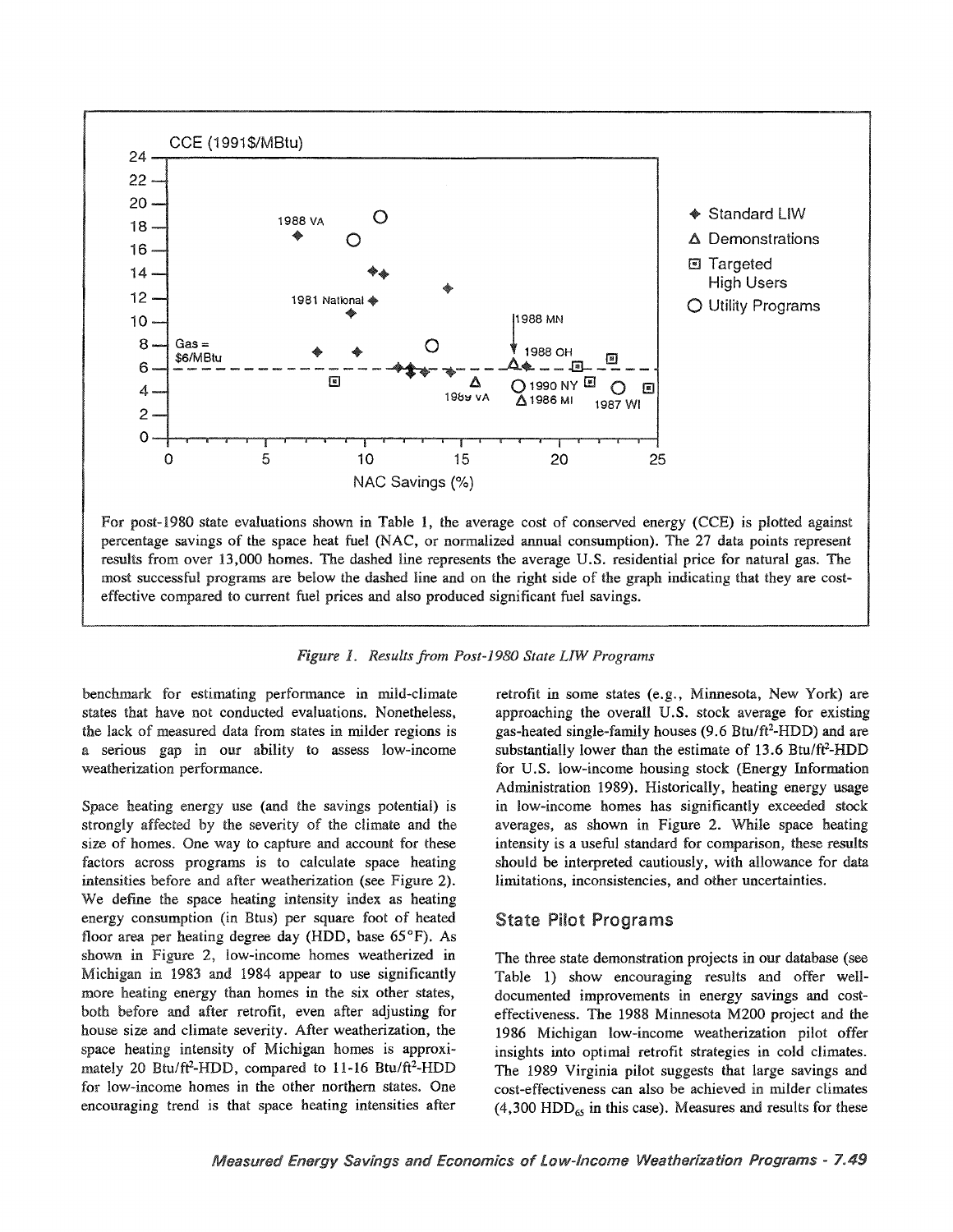For post-1980 state evaluations shown in Table 1, the average cost of conserved energy (CCE) is plotted against percentage savings of the space heat fuel (NAC, or normalized annual consumption). The 27 data points represent results from over 13,000 homes. The dashed line represents the average U.S. residential price for natural gas. The most successful programs are below the dashed line and on the right side of the graph indicating that they are cost-effective compared to current fuel prices and also produced significant fuel savings.

*Figure 1. Results from Post-1980 State LIW Programs*

benchmark for estimating performance in mild-climate states that have not conducted evaluations. Nonetheless, the lack of measured data from states in milder regions is a serious gap in our ability to assess low-income weatherization performance.

Space heating energy use (and the savings potential) is strongly affected by the severity of the climate and the size of homes. One way to capture and account for these factors across programs is to calculate space heating intensities before and after weatherization (see Figure 2). We define the space heating intensity index as heating energy consumption (in Btus) per square foot of heated floor area per heating degree day (HDD, base 65°F). As shown in Figure 2, low-income homes weatherized in Michigan in 1983 and 1984 appear to use significantly more heating energy than homes in the six other states, both before and after retrofit, even after adjusting for house size and climate severity. After weatherization, the space heating intensity of Michigan homes is approximately 20 Btu/ft$^2$-HDD, compared to 11-16 Btu/ft$^2$-HDD for low-income homes in the other northern states. One encouraging trend is that space heating intensities after retrofit in some states (e.g., Minnesota, New York) are approaching the overall U.S. stock average for existing gas-heated single-family houses (9.6 Btu/ft$^2$-HDD) and are substantially lower than the estimate of 13.6 Btu/ft$^2$-HDD for U.S. low-income housing stock (Energy Information Administration 1989). Historically, heating energy usage in low-income homes has significantly exceeded stock averages, as shown in Figure 2. While space heating intensity is a useful standard for comparison, these results should be interpreted cautiously, with allowance for data limitations, inconsistencies, and other uncertainties.

## State Pilot Programs

The three state demonstration projects in our database (see Table 1) show encouraging results and offer well-documented improvements in energy savings and cost-effectiveness. The 1988 Minnesota M200 project and the 1986 Michigan low-income weatherization pilot offer insights into optimal retrofit strategies in cold climates. The 1989 Virginia pilot suggests that large savings and cost-effectiveness can also be achieved in milder climates (4,300 $HDD_{65}$ in this case). Measures and results for these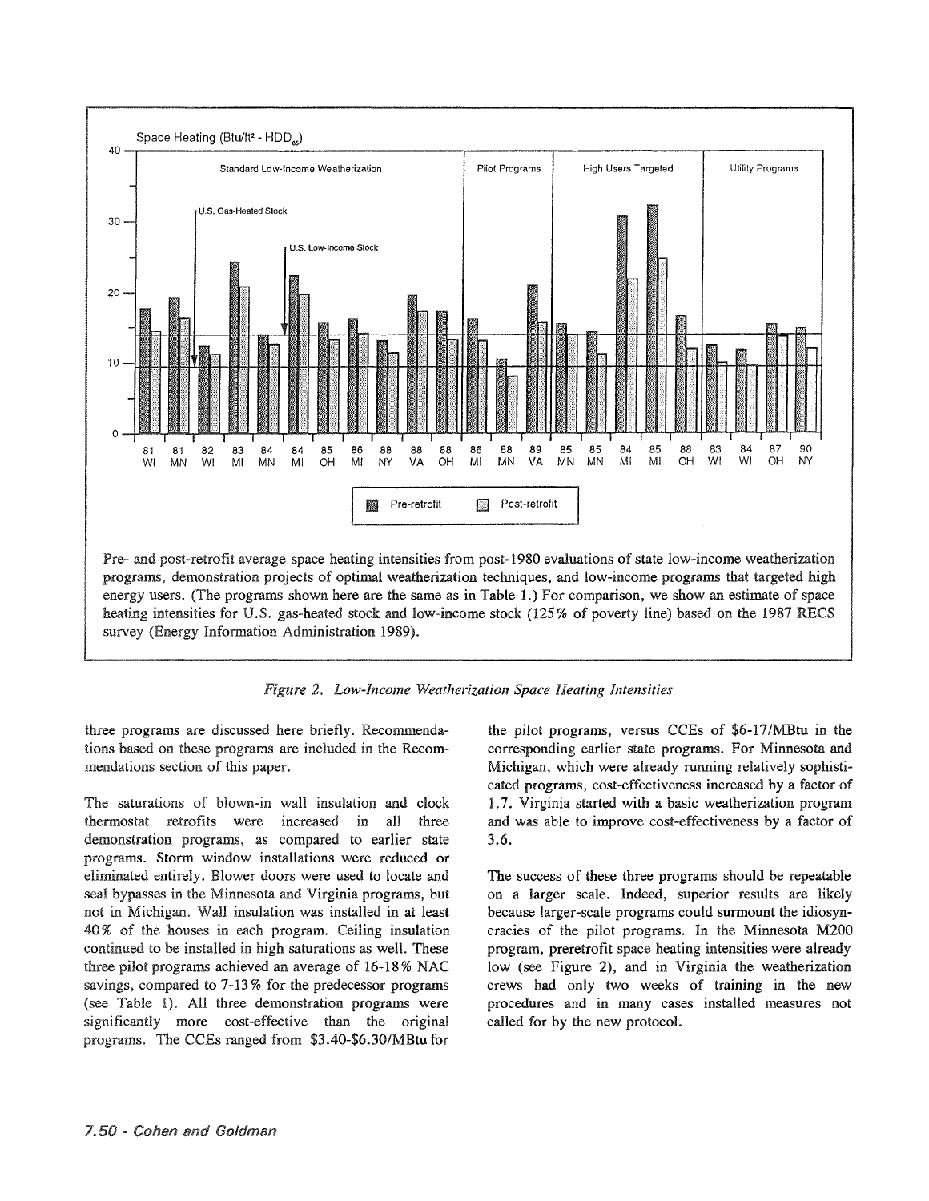Pre- and post-retrofit average space heating intensities from post-1980 evaluations of state low-income weatherization programs, demonstration projects of optimal weatherization techniques, and low-income programs that targeted high energy users. (The programs shown here are the same as in Table 1.) For comparison, we show an estimate of space heating intensities for U.S. gas-heated stock and low-income stock (125% of poverty line) based on the 1987 RECS survey (Energy Information Administration 1989).

*Figure 2. Low-Income Weatherization Space Heating Intensities*

three programs are discussed here briefly. Recommendations based on these programs are included in the Recommendations section of this paper.

The saturations of blown-in wall insulation and clock thermostat retrofits were increased in all three demonstration programs, as compared to earlier state programs. Storm window installations were reduced or eliminated entirely. Blower doors were used to locate and seal bypasses in the Minnesota and Virginia programs, but not in Michigan. Wall insulation was installed in at least 40% of the houses in each program. Ceiling insulation continued to be installed in high saturations as well. These three pilot programs achieved an average of 16-18% NAC savings, compared to 7-13% for the predecessor programs (see Table 1). All three demonstration programs were significantly more cost-effective than the original programs. The CCEs ranged from \$3.40-\$6.30/MBtu for the pilot programs, versus CCEs of \$6-17/MBtu in the corresponding earlier state programs. For Minnesota and Michigan, which were already running relatively sophisticated programs, cost-effectiveness increased by a factor of 1.7. Virginia started with a basic weatherization program and was able to improve cost-effectiveness by a factor of 3.6.

The success of these three programs should be repeatable on a larger scale. Indeed, superior results are likely because larger-scale programs could surmount the idiosyncracies of the pilot programs. In the Minnesota M200 program, preretrofit space heating intensities were already low (see Figure 2), and in Virginia the weatherization crews had only two weeks of training in the new procedures and in many cases installed measures not called for by the new protocol.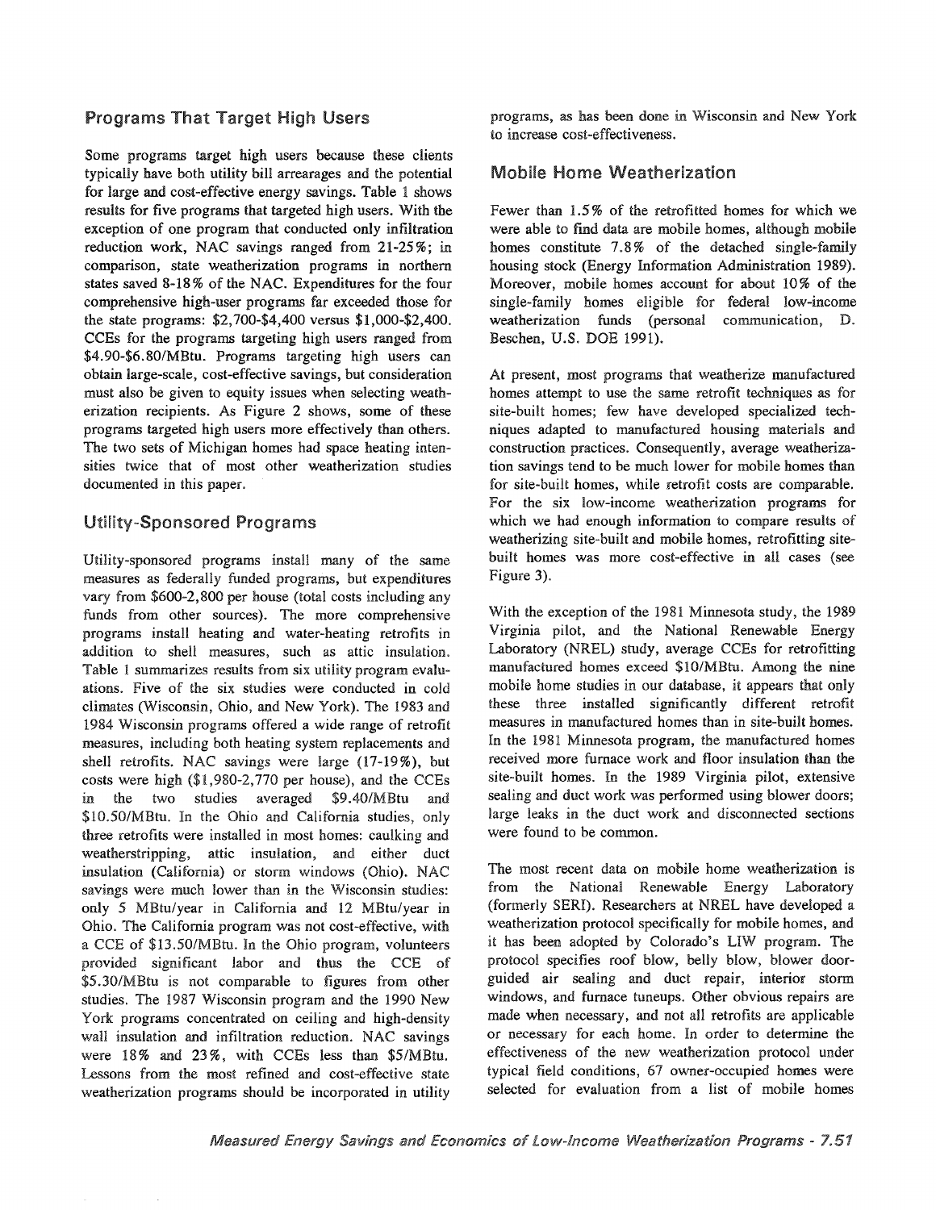## Programs That Target High Users

Some programs target high users because these clients typically have both utility bill arrearages and the potential for large and cost-effective energy savings. Table 1 shows results for five programs that targeted high users. With the exception of one program that conducted only infiltration reduction work, NAC savings ranged from 21-25%; in comparison, state weatherization programs in northern states saved 8-18% of the NAC. Expenditures for the four comprehensive high-user programs far exceeded those for the state programs: $2,700-$4,400 versus $1,000-$2,400. CCEs for the programs targeting high users ranged from $4.90-$6.80/MBtu. Programs targeting high users can obtain large-scale, cost-effective savings, but consideration must also be given to equity issues when selecting weatherization recipients. As Figure 2 shows, some of these programs targeted high users more effectively than others. The two sets of Michigan homes had space heating intensities twice that of most other weatherization studies documented in this paper.

## Utility-Sponsored Programs

Utility-sponsored programs install many of the same measures as federally funded programs, but expenditures vary from $600-2,800 per house (total costs including any funds from other sources). The more comprehensive programs install heating and water-heating retrofits in addition to shell measures, such as attic insulation. Table 1 summarizes results from six utility program evaluations. Five of the six studies were conducted in cold climates (Wisconsin, Ohio, and New York). The 1983 and 1984 Wisconsin programs offered a wide range of retrofit measures, including both heating system replacements and shell retrofits. NAC savings were large (17-19%), but costs were high ($1,980-2,770 per house), and the CCEs in the two studies averaged $9.40/MBtu and $10.50/MBtu. In the Ohio and California studies, only three retrofits were installed in most homes: caulking and weatherstripping, attic insulation, and either duct insulation (California) or storm windows (Ohio). NAC savings were much lower than in the Wisconsin studies: only 5 MBtu/year in California and 12 MBtu/year in Ohio. The California program was not cost-effective, with a CCE of $13.50/MBtu. In the Ohio program, volunteers provided significant labor and thus the CCE of $5.30/MBtu is not comparable to figures from other studies. The 1987 Wisconsin program and the 1990 New York programs concentrated on ceiling and high-density wall insulation and infiltration reduction. NAC savings were 18% and 23%, with CCEs less than $5/MBtu. Lessons from the most refined and cost-effective state weatherization programs should be incorporated in utility programs, as has been done in Wisconsin and New York to increase cost-effectiveness.

## Mobile Home Weatherization

Fewer than 1.5% of the retrofitted homes for which we were able to find data are mobile homes, although mobile homes constitute 7.8% of the detached single-family housing stock (Energy Information Administration 1989). Moreover, mobile homes account for about 10% of the single-family homes eligible for federal low-income weatherization funds (personal communication, D. Beschen, U.S. DOE 1991).

At present, most programs that weatherize manufactured homes attempt to use the same retrofit techniques as for site-built homes; few have developed specialized techniques adapted to manufactured housing materials and construction practices. Consequently, average weatherization savings tend to be much lower for mobile homes than for site-built homes, while retrofit costs are comparable. For the six low-income weatherization programs for which we had enough information to compare results of weatherizing site-built and mobile homes, retrofitting site-built homes was more cost-effective in all cases (see Figure 3).

With the exception of the 1981 Minnesota study, the 1989 Virginia pilot, and the National Renewable Energy Laboratory (NREL) study, average CCEs for retrofitting manufactured homes exceed $10/MBtu. Among the nine mobile home studies in our database, it appears that only these three installed significantly different retrofit measures in manufactured homes than in site-built homes. In the 1981 Minnesota program, the manufactured homes received more furnace work and floor insulation than the site-built homes. In the 1989 Virginia pilot, extensive sealing and duct work was performed using blower doors; large leaks in the duct work and disconnected sections were found to be common.

The most recent data on mobile home weatherization is from the National Renewable Energy Laboratory (formerly SERI). Researchers at NREL have developed a weatherization protocol specifically for mobile homes, and it has been adopted by Colorado's LIW program. The protocol specifies roof blow, belly blow, blower door-guided air sealing and duct repair, interior storm windows, and furnace tuneups. Other obvious repairs are made when necessary, and not all retrofits are applicable or necessary for each home. In order to determine the effectiveness of the new weatherization protocol under typical field conditions, 67 owner-occupied homes were selected for evaluation from a list of mobile homes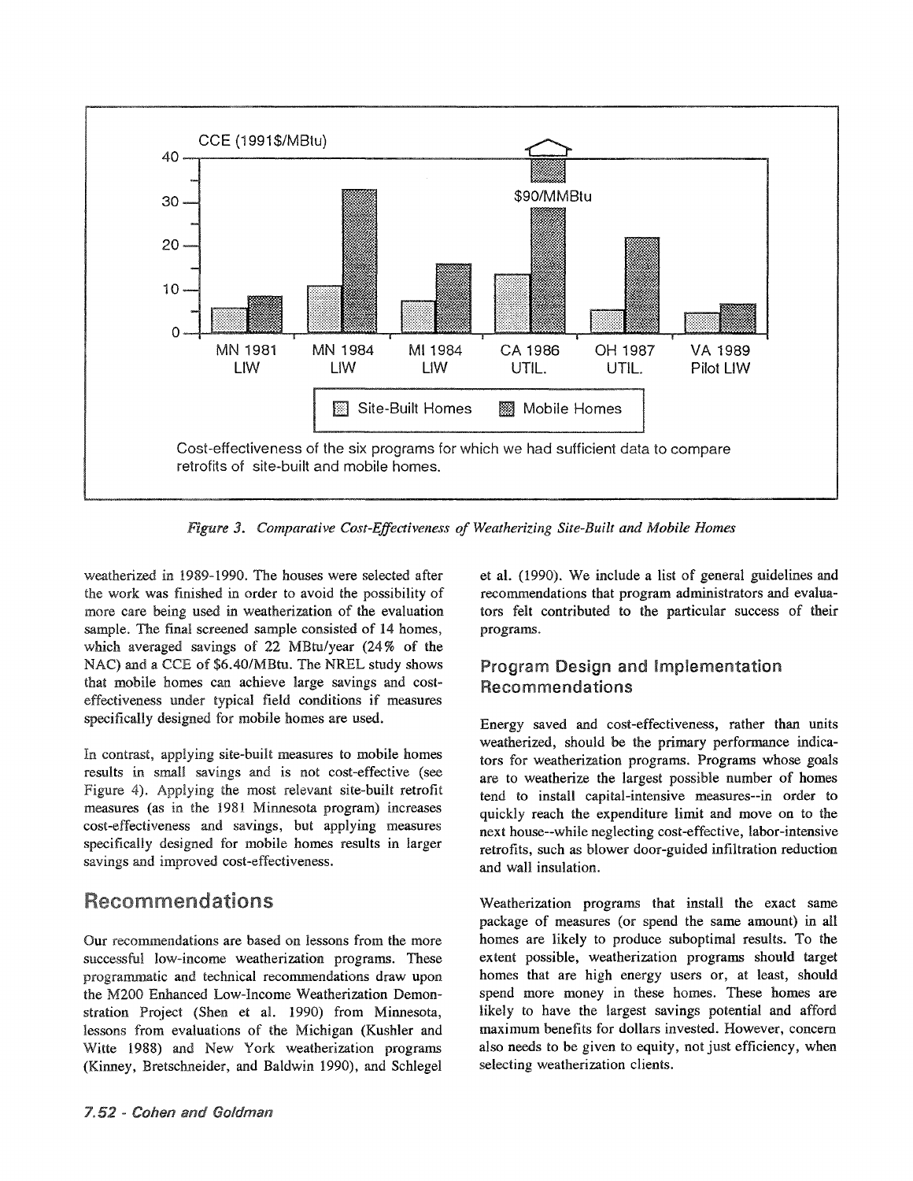CCE (1991$/MBtu)

Site-Built Homes | Mobile Homes

MN 1981 LIW, MN 1984 LIW, MI 1984 LIW, CA 1986 UTIL., OH 1987 UTIL., VA 1989 Pilot LIW

$90/MMBtu

Cost-effectiveness of the six programs for which we had sufficient data to compare retrofits of site-built and mobile homes.

*Figure 3. Comparative Cost-Effectiveness of Weatherizing Site-Built and Mobile Homes*

weatherized in 1989-1990. The houses were selected after the work was finished in order to avoid the possibility of more care being used in weatherization of the evaluation sample. The final screened sample consisted of 14 homes, which averaged savings of 22 MBtu/year (24% of the NAC) and a CCE of $6.40/MBtu. The NREL study shows that mobile homes can achieve large savings and cost-effectiveness under typical field conditions if measures specifically designed for mobile homes are used.

In contrast, applying site-built measures to mobile homes results in small savings and is not cost-effective (see Figure 4). Applying the most relevant site-built retrofit measures (as in the 1981 Minnesota program) increases cost-effectiveness and savings, but applying measures specifically designed for mobile homes results in larger savings and improved cost-effectiveness.

# Recommendations

Our recommendations are based on lessons from the more successful low-income weatherization programs. These programmatic and technical recommendations draw upon the M200 Enhanced Low-Income Weatherization Demonstration Project (Shen et al. 1990) from Minnesota, lessons from evaluations of the Michigan (Kushler and Witte 1988) and New York weatherization programs (Kinney, Bretschneider, and Baldwin 1990), and Schlegel et al. (1990). We include a list of general guidelines and recommendations that program administrators and evaluators felt contributed to the particular success of their programs.

## Program Design and Implementation Recommendations

Energy saved and cost-effectiveness, rather than units weatherized, should be the primary performance indicators for weatherization programs. Programs whose goals are to weatherize the largest possible number of homes tend to install capital-intensive measures--in order to quickly reach the expenditure limit and move on to the next house--while neglecting cost-effective, labor-intensive retrofits, such as blower door-guided infiltration reduction and wall insulation.

Weatherization programs that install the exact same package of measures (or spend the same amount) in all homes are likely to produce suboptimal results. To the extent possible, weatherization programs should target homes that are high energy users or, at least, should spend more money in these homes. These homes are likely to have the largest savings potential and afford maximum benefits for dollars invested. However, concern also needs to be given to equity, not just efficiency, when selecting weatherization clients.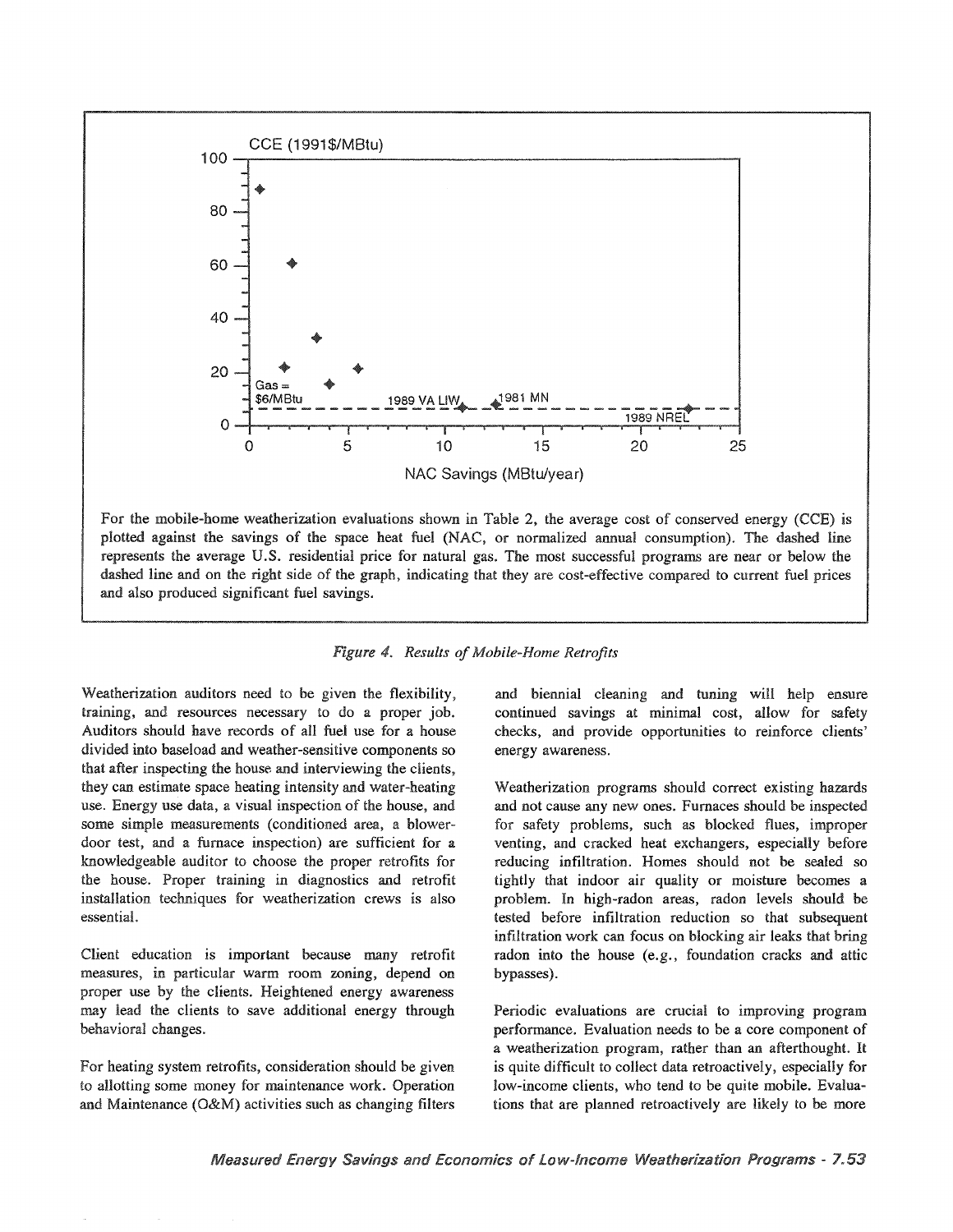For the mobile-home weatherization evaluations shown in Table 2, the average cost of conserved energy (CCE) is plotted against the savings of the space heat fuel (NAC, or normalized annual consumption). The dashed line represents the average U.S. residential price for natural gas. The most successful programs are near or below the dashed line and on the right side of the graph, indicating that they are cost-effective compared to current fuel prices and also produced significant fuel savings.

*Figure 4. Results of Mobile-Home Retrofits*

Weatherization auditors need to be given the flexibility, training, and resources necessary to do a proper job. Auditors should have records of all fuel use for a house divided into baseload and weather-sensitive components so that after inspecting the house and interviewing the clients, they can estimate space heating intensity and water-heating use. Energy use data, a visual inspection of the house, and some simple measurements (conditioned area, a blower-door test, and a furnace inspection) are sufficient for a knowledgeable auditor to choose the proper retrofits for the house. Proper training in diagnostics and retrofit installation techniques for weatherization crews is also essential.

Client education is important because many retrofit measures, in particular warm room zoning, depend on proper use by the clients. Heightened energy awareness may lead the clients to save additional energy through behavioral changes.

For heating system retrofits, consideration should be given to allotting some money for maintenance work. Operation and Maintenance (O&M) activities such as changing filters and biennial cleaning and tuning will help ensure continued savings at minimal cost, allow for safety checks, and provide opportunities to reinforce clients' energy awareness.

Weatherization programs should correct existing hazards and not cause any new ones. Furnaces should be inspected for safety problems, such as blocked flues, improper venting, and cracked heat exchangers, especially before reducing infiltration. Homes should not be sealed so tightly that indoor air quality or moisture becomes a problem. In high-radon areas, radon levels should be tested before infiltration reduction so that subsequent infiltration work can focus on blocking air leaks that bring radon into the house (e.g., foundation cracks and attic bypasses).

Periodic evaluations are crucial to improving program performance. Evaluation needs to be a core component of a weatherization program, rather than an afterthought. It is quite difficult to collect data retroactively, especially for low-income clients, who tend to be quite mobile. Evaluations that are planned retroactively are likely to be more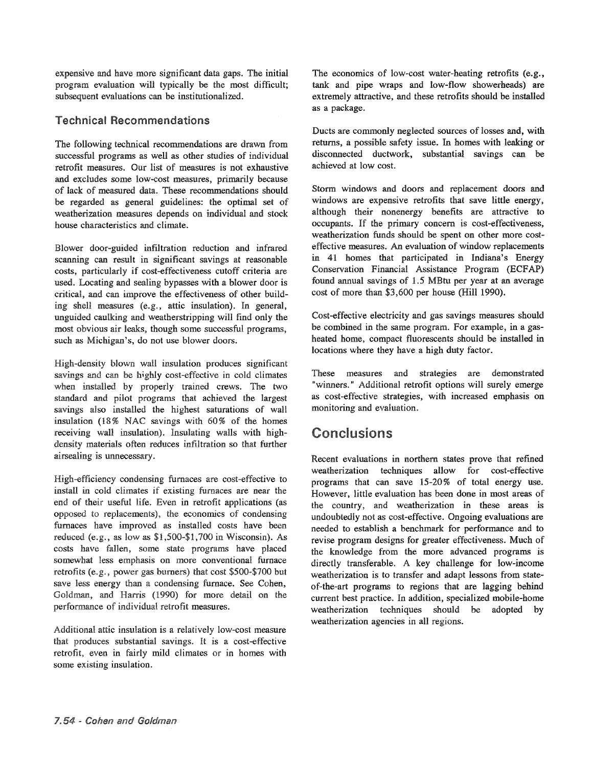expensive and have more significant data gaps. The initial program evaluation will typically be the most difficult; subsequent evaluations can be institutionalized.

### Technical Recommendations

The following technical recommendations are drawn from successful programs as well as other studies of individual retrofit measures. Our list of measures is not exhaustive and excludes some low-cost measures, primarily because of lack of measured data. These recommendations should be regarded as general guidelines: the optimal set of weatherization measures depends on individual and stock house characteristics and climate.

Blower door-guided infiltration reduction and infrared scanning can result in significant savings at reasonable costs, particularly if cost-effectiveness cutoff criteria are used. Locating and sealing bypasses with a blower door is critical, and can improve the effectiveness of other building shell measures (e.g., attic insulation). In general, unguided caulking and weatherstripping will find only the most obvious air leaks, though some successful programs, such as Michigan's, do not use blower doors.

High-density blown wall insulation produces significant savings and can be highly cost-effective in cold climates when installed by properly trained crews. The two standard and pilot programs that achieved the largest savings also installed the highest saturations of wall insulation (18% NAC savings with 60% of the homes receiving wall insulation). Insulating walls with high-density materials often reduces infiltration so that further airsealing is unnecessary.

High-efficiency condensing furnaces are cost-effective to install in cold climates if existing furnaces are near the end of their useful life. Even in retrofit applications (as opposed to replacements), the economics of condensing furnaces have improved as installed costs have been reduced (e.g., as low as $1,500-$1,700 in Wisconsin). As costs have fallen, some state programs have placed somewhat less emphasis on more conventional furnace retrofits (e.g., power gas burners) that cost $500-$700 but save less energy than a condensing furnace. See Cohen, Goldman, and Harris (1990) for more detail on the performance of individual retrofit measures.

Additional attic insulation is a relatively low-cost measure that produces substantial savings. It is a cost-effective retrofit, even in fairly mild climates or in homes with some existing insulation.

The economics of low-cost water-heating retrofits (e.g., tank and pipe wraps and low-flow showerheads) are extremely attractive, and these retrofits should be installed as a package.

Ducts are commonly neglected sources of losses and, with returns, a possible safety issue. In homes with leaking or disconnected ductwork, substantial savings can be achieved at low cost.

Storm windows and doors and replacement doors and windows are expensive retrofits that save little energy, although their nonenergy benefits are attractive to occupants. If the primary concern is cost-effectiveness, weatherization funds should be spent on other more cost-effective measures. An evaluation of window replacements in 41 homes that participated in Indiana's Energy Conservation Financial Assistance Program (ECFAP) found annual savings of 1.5 MBtu per year at an average cost of more than $3,600 per house (Hill 1990).

Cost-effective electricity and gas savings measures should be combined in the same program. For example, in a gas-heated home, compact fluorescents should be installed in locations where they have a high duty factor.

These measures and strategies are demonstrated "winners." Additional retrofit options will surely emerge as cost-effective strategies, with increased emphasis on monitoring and evaluation.

## Conclusions

Recent evaluations in northern states prove that refined weatherization techniques allow for cost-effective programs that can save 15-20% of total energy use. However, little evaluation has been done in most areas of the country, and weatherization in these areas is undoubtedly not as cost-effective. Ongoing evaluations are needed to establish a benchmark for performance and to revise program designs for greater effectiveness. Much of the knowledge from the more advanced programs is directly transferable. A key challenge for low-income weatherization is to transfer and adapt lessons from state-of-the-art programs to regions that are lagging behind current best practice. In addition, specialized mobile-home weatherization techniques should be adopted by weatherization agencies in all regions.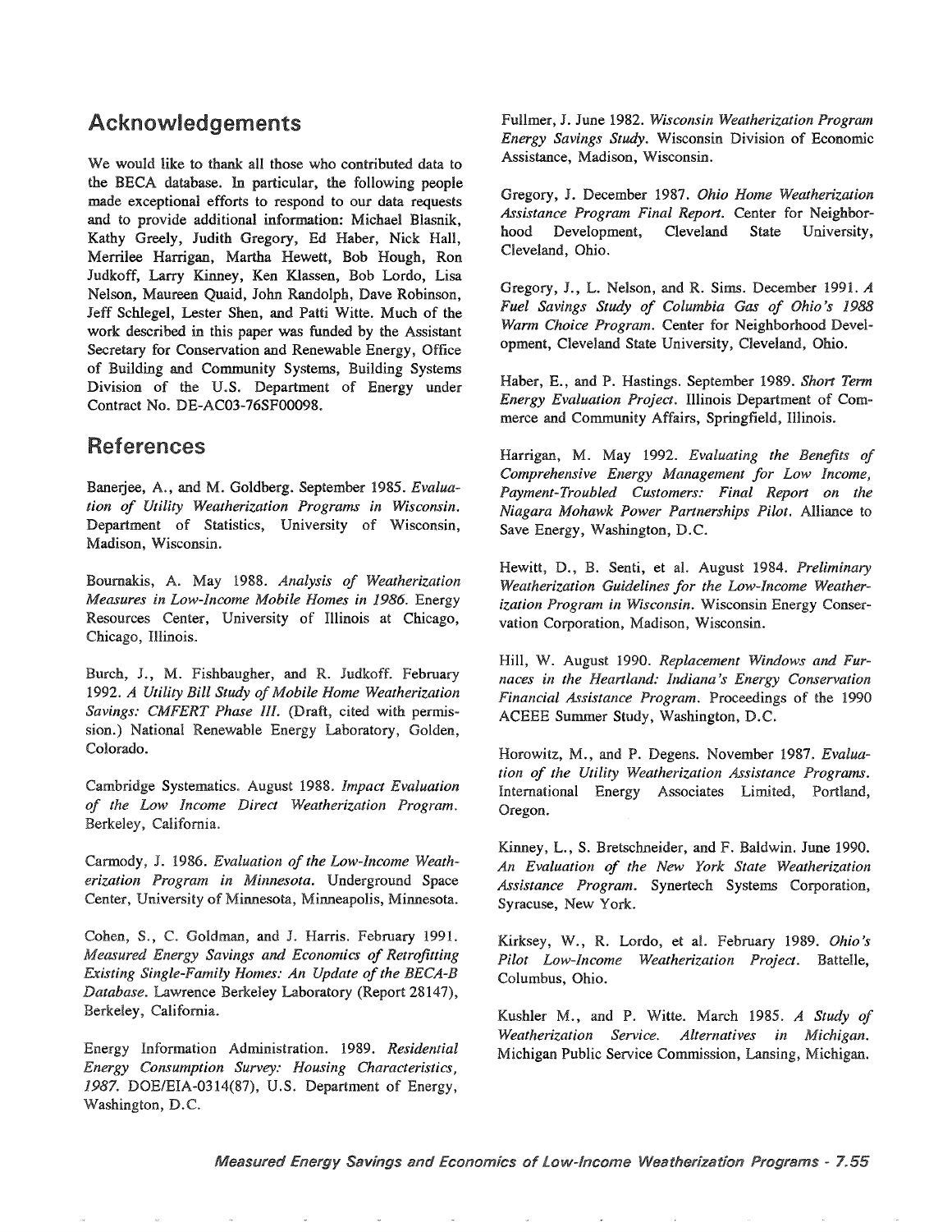## Acknowledgements

We would like to thank all those who contributed data to the BECA database. In particular, the following people made exceptional efforts to respond to our data requests and to provide additional information: Michael Blasnik, Kathy Greely, Judith Gregory, Ed Haber, Nick Hall, Merrilee Harrigan, Martha Hewett, Bob Hough, Ron Judkoff, Larry Kinney, Ken Klassen, Bob Lordo, Lisa Nelson, Maureen Quaid, John Randolph, Dave Robinson, Jeff Schlegel, Lester Shen, and Patti Witte. Much of the work described in this paper was funded by the Assistant Secretary for Conservation and Renewable Energy, Office of Building and Community Systems, Building Systems Division of the U.S. Department of Energy under Contract No. DE-AC03-76SF00098.

## References

Banerjee, A., and M. Goldberg. September 1985. *Evaluation of Utility Weatherization Programs in Wisconsin*. Department of Statistics, University of Wisconsin, Madison, Wisconsin.

Bournakis, A. May 1988. *Analysis of Weatherization Measures in Low-Income Mobile Homes in 1986*. Energy Resources Center, University of Illinois at Chicago, Chicago, Illinois.

Burch, J., M. Fishbaugher, and R. Judkoff. February 1992. *A Utility Bill Study of Mobile Home Weatherization Savings: CMFERT Phase III*. (Draft, cited with permission.) National Renewable Energy Laboratory, Golden, Colorado.

Cambridge Systematics. August 1988. *Impact Evaluation of the Low Income Direct Weatherization Program*. Berkeley, California.

Carmody, J. 1986. *Evaluation of the Low-Income Weatherization Program in Minnesota*. Underground Space Center, University of Minnesota, Minneapolis, Minnesota.

Cohen, S., C. Goldman, and J. Harris. February 1991. *Measured Energy Savings and Economics of Retrofitting Existing Single-Family Homes: An Update of the BECA-B Database*. Lawrence Berkeley Laboratory (Report 28147), Berkeley, California.

Energy Information Administration. 1989. *Residential Energy Consumption Survey: Housing Characteristics, 1987*. DOE/EIA-0314(87), U.S. Department of Energy, Washington, D.C.

Fullmer, J. June 1982. *Wisconsin Weatherization Program Energy Savings Study*. Wisconsin Division of Economic Assistance, Madison, Wisconsin.

Gregory, J. December 1987. *Ohio Home Weatherization Assistance Program Final Report*. Center for Neighborhood Development, Cleveland State University, Cleveland, Ohio.

Gregory, J., L. Nelson, and R. Sims. December 1991. *A Fuel Savings Study of Columbia Gas of Ohio's 1988 Warm Choice Program*. Center for Neighborhood Development, Cleveland State University, Cleveland, Ohio.

Haber, E., and P. Hastings. September 1989. *Short Term Energy Evaluation Project*. Illinois Department of Commerce and Community Affairs, Springfield, Illinois.

Harrigan, M. May 1992. *Evaluating the Benefits of Comprehensive Energy Management for Low Income, Payment-Troubled Customers: Final Report on the Niagara Mohawk Power Partnerships Pilot*. Alliance to Save Energy, Washington, D.C.

Hewitt, D., B. Senti, et al. August 1984. *Preliminary Weatherization Guidelines for the Low-Income Weatherization Program in Wisconsin*. Wisconsin Energy Conservation Corporation, Madison, Wisconsin.

Hill, W. August 1990. *Replacement Windows and Furnaces in the Heartland: Indiana's Energy Conservation Financial Assistance Program*. Proceedings of the 1990 ACEEE Summer Study, Washington, D.C.

Horowitz, M., and P. Degens. November 1987. *Evaluation of the Utility Weatherization Assistance Programs*. International Energy Associates Limited, Portland, Oregon.

Kinney, L., S. Bretschneider, and F. Baldwin. June 1990. *An Evaluation of the New York State Weatherization Assistance Program*. Synertech Systems Corporation, Syracuse, New York.

Kirksey, W., R. Lordo, et al. February 1989. *Ohio's Pilot Low-Income Weatherization Project*. Battelle, Columbus, Ohio.

Kushler M., and P. Witte. March 1985. *A Study of Weatherization Service. Alternatives in Michigan*. Michigan Public Service Commission, Lansing, Michigan.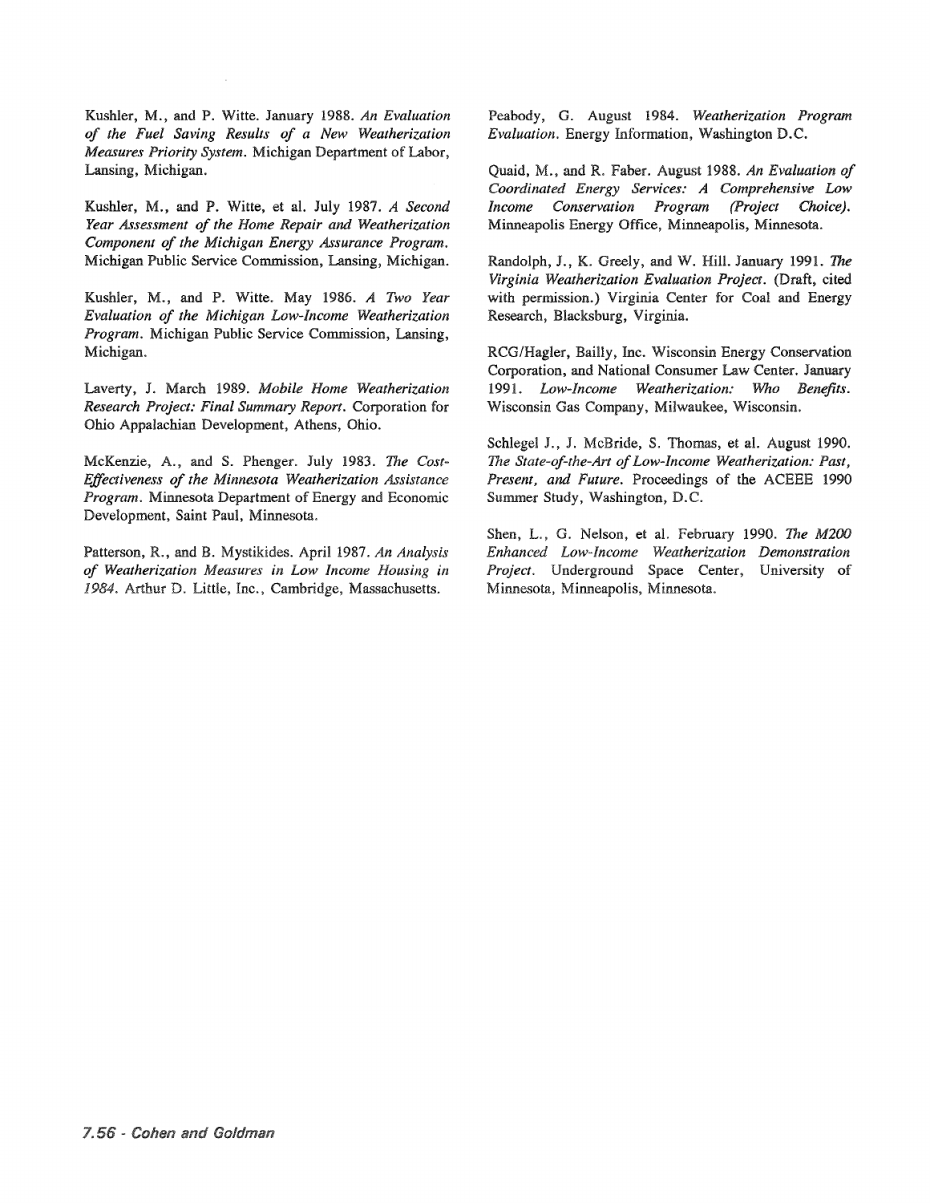Kushler, M., and P. Witte. January 1988. *An Evaluation of the Fuel Saving Results of a New Weatherization Measures Priority System*. Michigan Department of Labor, Lansing, Michigan.

Kushler, M., and P. Witte, et al. July 1987. *A Second Year Assessment of the Home Repair and Weatherization Component of the Michigan Energy Assurance Program*. Michigan Public Service Commission, Lansing, Michigan.

Kushler, M., and P. Witte. May 1986. *A Two Year Evaluation of the Michigan Low-Income Weatherization Program*. Michigan Public Service Commission, Lansing, Michigan.

Laverty, J. March 1989. *Mobile Home Weatherization Research Project: Final Summary Report*. Corporation for Ohio Appalachian Development, Athens, Ohio.

McKenzie, A., and S. Phenger. July 1983. *The Cost-Effectiveness of the Minnesota Weatherization Assistance Program*. Minnesota Department of Energy and Economic Development, Saint Paul, Minnesota.

Patterson, R., and B. Mystikides. April 1987. *An Analysis of Weatherization Measures in Low Income Housing in 1984*. Arthur D. Little, Inc., Cambridge, Massachusetts.

Peabody, G. August 1984. *Weatherization Program Evaluation*. Energy Information, Washington D.C.

Quaid, M., and R. Faber. August 1988. *An Evaluation of Coordinated Energy Services: A Comprehensive Low Income Conservation Program (Project Choice)*. Minneapolis Energy Office, Minneapolis, Minnesota.

Randolph, J., K. Greely, and W. Hill. January 1991. *The Virginia Weatherization Evaluation Project*. (Draft, cited with permission.) Virginia Center for Coal and Energy Research, Blacksburg, Virginia.

RCG/Hagler, Bailly, Inc. Wisconsin Energy Conservation Corporation, and National Consumer Law Center. January 1991. *Low-Income Weatherization: Who Benefits*. Wisconsin Gas Company, Milwaukee, Wisconsin.

Schlegel J., J. McBride, S. Thomas, et al. August 1990. *The State-of-the-Art of Low-Income Weatherization: Past, Present, and Future*. Proceedings of the ACEEE 1990 Summer Study, Washington, D.C.

Shen, L., G. Nelson, et al. February 1990. *The M200 Enhanced Low-Income Weatherization Demonstration Project*. Underground Space Center, University of Minnesota, Minneapolis, Minnesota.